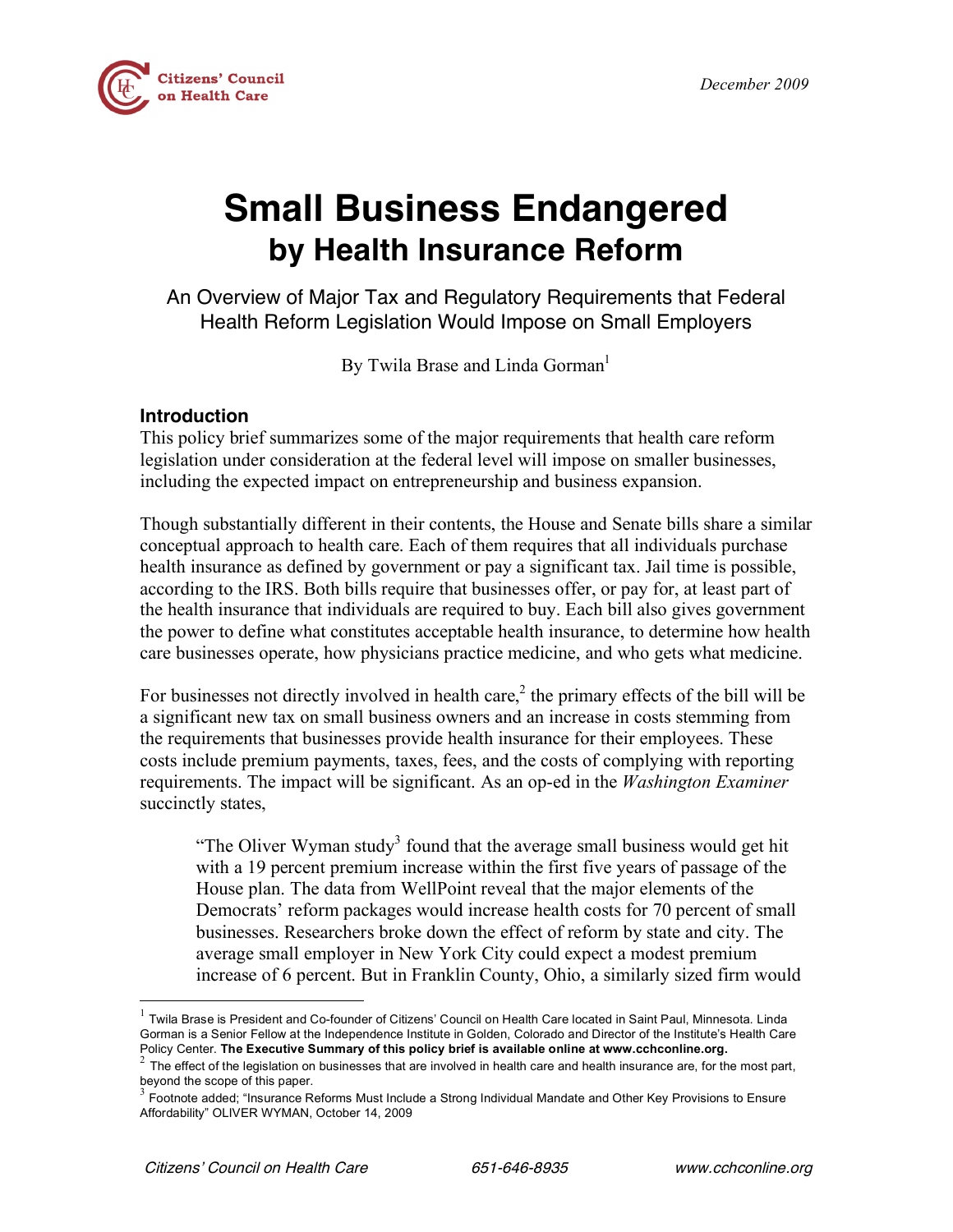Citizens' Council on Health Care

December 2009

# Small Business Endangered
## by Health Insurance Reform

An Overview of Major Tax and Regulatory Requirements that Federal Health Reform Legislation Would Impose on Small Employers

By Twila Brase and Linda Gorman[1]

### Introduction

This policy brief summarizes some of the major requirements that health care reform legislation under consideration at the federal level will impose on smaller businesses, including the expected impact on entrepreneurship and business expansion.

Though substantially different in their contents, the House and Senate bills share a similar conceptual approach to health care. Each of them requires that all individuals purchase health insurance as defined by government or pay a significant tax. Jail time is possible, according to the IRS. Both bills require that businesses offer, or pay for, at least part of the health insurance that individuals are required to buy. Each bill also gives government the power to define what constitutes acceptable health insurance, to determine how health care businesses operate, how physicians practice medicine, and who gets what medicine.

For businesses not directly involved in health care,[2] the primary effects of the bill will be a significant new tax on small business owners and an increase in costs stemming from the requirements that businesses provide health insurance for their employees. These costs include premium payments, taxes, fees, and the costs of complying with reporting requirements. The impact will be significant. As an op-ed in the *Washington Examiner* succinctly states,

> "The Oliver Wyman study[3] found that the average small business would get hit with a 19 percent premium increase within the first five years of passage of the House plan. The data from WellPoint reveal that the major elements of the Democrats' reform packages would increase health costs for 70 percent of small businesses. Researchers broke down the effect of reform by state and city. The average small employer in New York City could expect a modest premium increase of 6 percent. But in Franklin County, Ohio, a similarly sized firm would

---

[1] Twila Brase is President and Co-founder of Citizens' Council on Health Care located in Saint Paul, Minnesota. Linda Gorman is a Senior Fellow at the Independence Institute in Golden, Colorado and Director of the Institute's Health Care Policy Center. **The Executive Summary of this policy brief is available online at www.cchconline.org.**

[2] The effect of the legislation on businesses that are involved in health care and health insurance are, for the most part, beyond the scope of this paper.

[3] Footnote added; "Insurance Reforms Must Include a Strong Individual Mandate and Other Key Provisions to Ensure Affordability" OLIVER WYMAN, October 14, 2009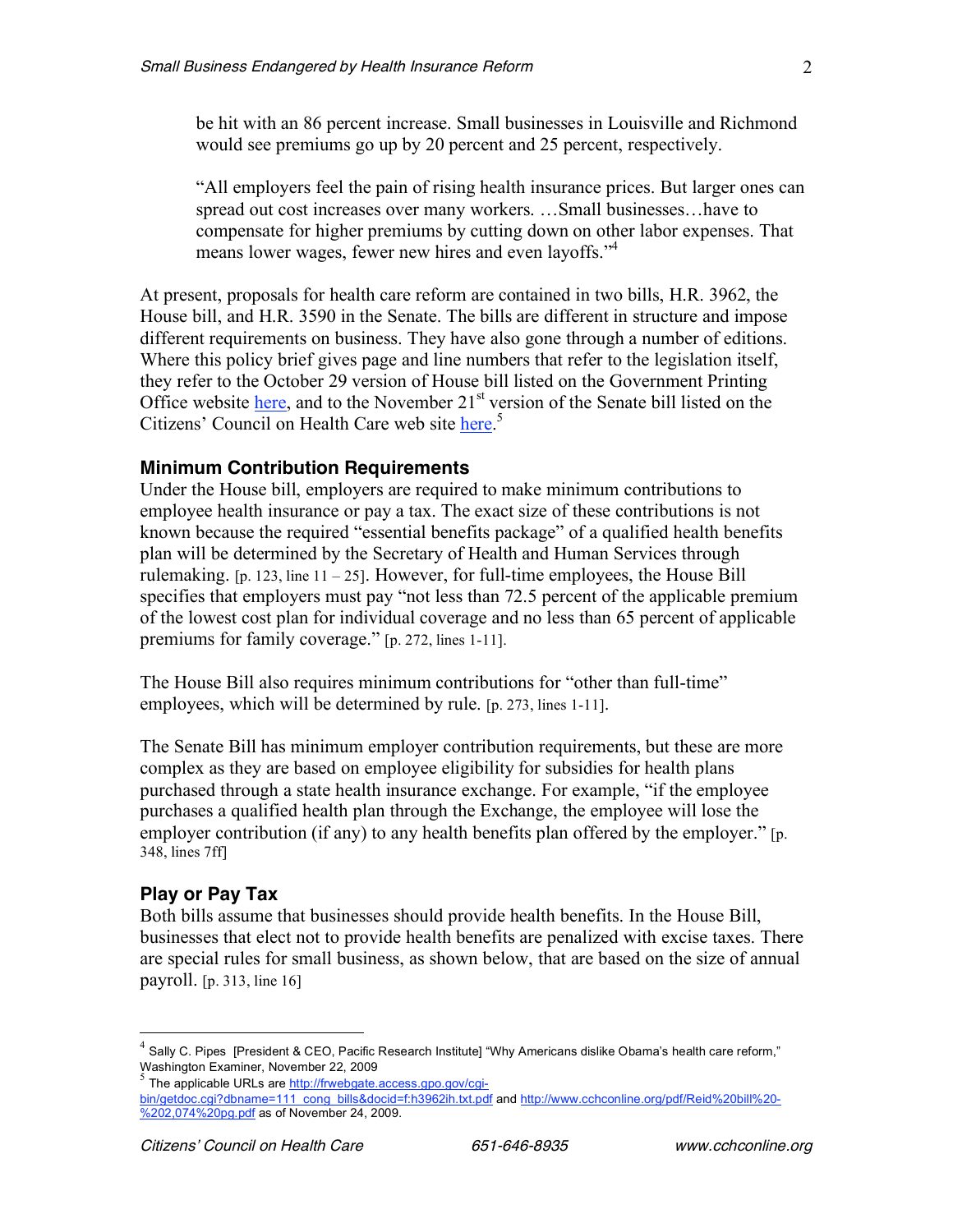> be hit with an 86 percent increase. Small businesses in Louisville and Richmond would see premiums go up by 20 percent and 25 percent, respectively.
>
> "All employers feel the pain of rising health insurance prices. But larger ones can spread out cost increases over many workers. …Small businesses…have to compensate for higher premiums by cutting down on other labor expenses. That means lower wages, fewer new hires and even layoffs."[4]

At present, proposals for health care reform are contained in two bills, H.R. 3962, the House bill, and H.R. 3590 in the Senate. The bills are different in structure and impose different requirements on business. They have also gone through a number of editions. Where this policy brief gives page and line numbers that refer to the legislation itself, they refer to the October 29 version of House bill listed on the Government Printing Office website here, and to the November 21st version of the Senate bill listed on the Citizens' Council on Health Care web site here.[5]

### Minimum Contribution Requirements

Under the House bill, employers are required to make minimum contributions to employee health insurance or pay a tax. The exact size of these contributions is not known because the required "essential benefits package" of a qualified health benefits plan will be determined by the Secretary of Health and Human Services through rulemaking. [p. 123, line 11 – 25]. However, for full-time employees, the House Bill specifies that employers must pay "not less than 72.5 percent of the applicable premium of the lowest cost plan for individual coverage and no less than 65 percent of applicable premiums for family coverage." [p. 272, lines 1-11].

The House Bill also requires minimum contributions for "other than full-time" employees, which will be determined by rule. [p. 273, lines 1-11].

The Senate Bill has minimum employer contribution requirements, but these are more complex as they are based on employee eligibility for subsidies for health plans purchased through a state health insurance exchange. For example, "if the employee purchases a qualified health plan through the Exchange, the employee will lose the employer contribution (if any) to any health benefits plan offered by the employer." [p. 348, lines 7ff]

### Play or Pay Tax

Both bills assume that businesses should provide health benefits. In the House Bill, businesses that elect not to provide health benefits are penalized with excise taxes. There are special rules for small business, as shown below, that are based on the size of annual payroll. [p. 313, line 16]

---

[4] Sally C. Pipes [President & CEO, Pacific Research Institute] "Why Americans dislike Obama's health care reform," Washington Examiner, November 22, 2009

[5] The applicable URLs are http://frwebgate.access.gpo.gov/cgi-bin/getdoc.cgi?dbname=111_cong_bills&docid=f:h3962ih.txt.pdf and http://www.cchconline.org/pdf/Reid%20bill%20-%202,074%20pg.pdf as of November 24, 2009.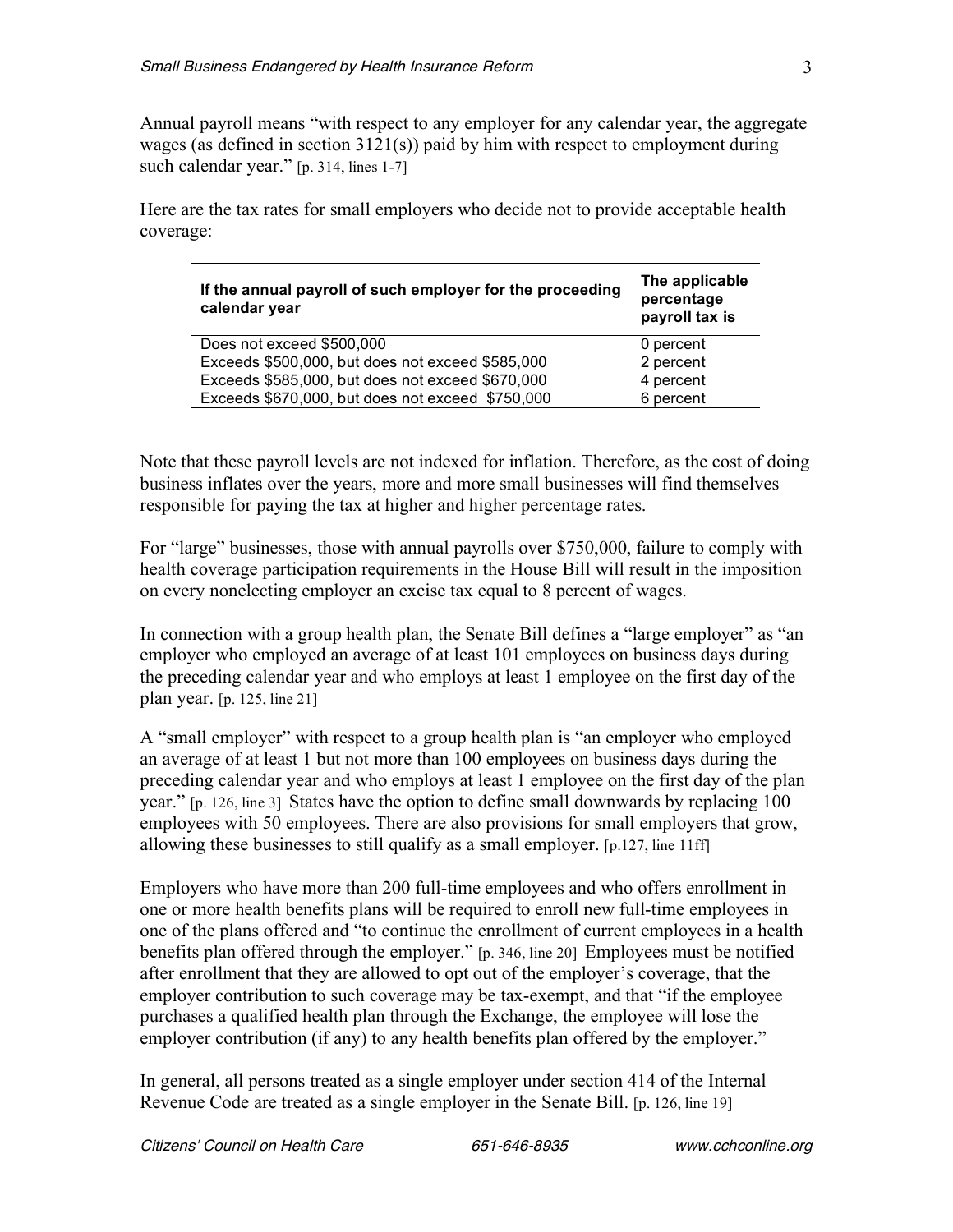Annual payroll means "with respect to any employer for any calendar year, the aggregate wages (as defined in section 3121(s)) paid by him with respect to employment during such calendar year." [p. 314, lines 1-7]

Here are the tax rates for small employers who decide not to provide acceptable health coverage:

| If the annual payroll of such employer for the proceeding calendar year | The applicable percentage payroll tax is |
|---|---|
| Does not exceed $500,000 | 0 percent |
| Exceeds $500,000, but does not exceed $585,000 | 2 percent |
| Exceeds $585,000, but does not exceed $670,000 | 4 percent |
| Exceeds $670,000, but does not exceed $750,000 | 6 percent |

Note that these payroll levels are not indexed for inflation. Therefore, as the cost of doing business inflates over the years, more and more small businesses will find themselves responsible for paying the tax at higher and higher percentage rates.

For "large" businesses, those with annual payrolls over $750,000, failure to comply with health coverage participation requirements in the House Bill will result in the imposition on every nonelecting employer an excise tax equal to 8 percent of wages.

In connection with a group health plan, the Senate Bill defines a "large employer" as "an employer who employed an average of at least 101 employees on business days during the preceding calendar year and who employs at least 1 employee on the first day of the plan year. [p. 125, line 21]

A "small employer" with respect to a group health plan is "an employer who employed an average of at least 1 but not more than 100 employees on business days during the preceding calendar year and who employs at least 1 employee on the first day of the plan year." [p. 126, line 3] States have the option to define small downwards by replacing 100 employees with 50 employees. There are also provisions for small employers that grow, allowing these businesses to still qualify as a small employer. [p.127, line 11ff]

Employers who have more than 200 full-time employees and who offers enrollment in one or more health benefits plans will be required to enroll new full-time employees in one of the plans offered and "to continue the enrollment of current employees in a health benefits plan offered through the employer." [p. 346, line 20] Employees must be notified after enrollment that they are allowed to opt out of the employer's coverage, that the employer contribution to such coverage may be tax-exempt, and that "if the employee purchases a qualified health plan through the Exchange, the employee will lose the employer contribution (if any) to any health benefits plan offered by the employer."

In general, all persons treated as a single employer under section 414 of the Internal Revenue Code are treated as a single employer in the Senate Bill. [p. 126, line 19]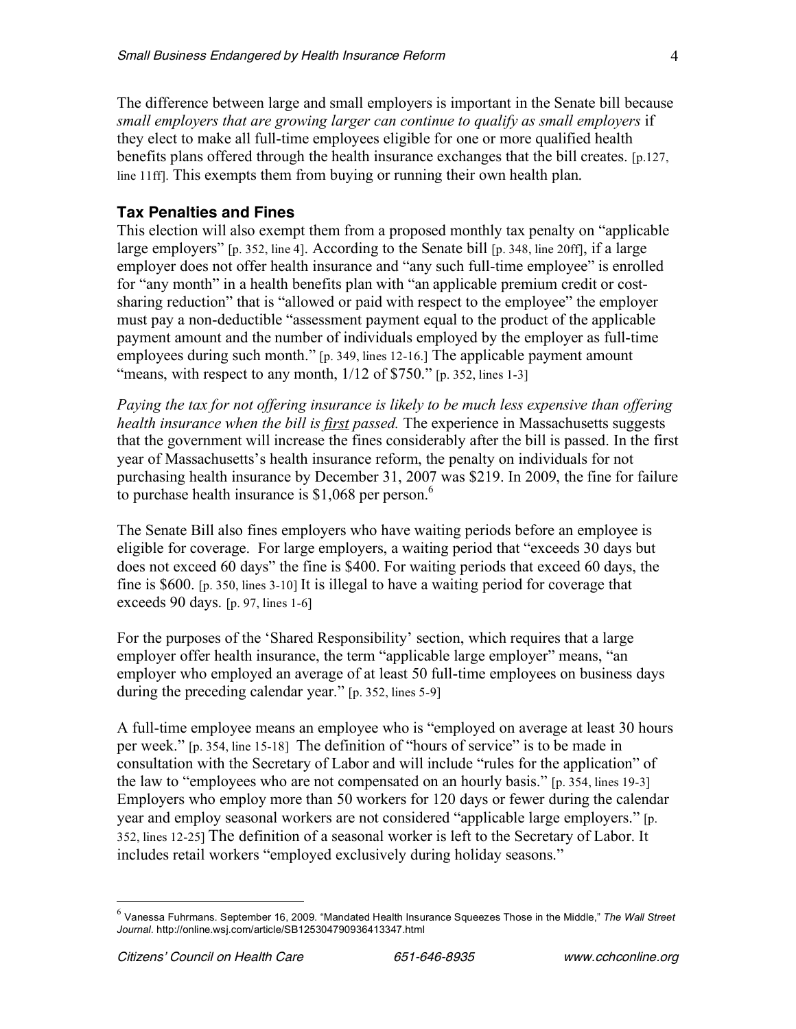The difference between large and small employers is important in the Senate bill because *small employers that are growing larger can continue to qualify as small employers* if they elect to make all full-time employees eligible for one or more qualified health benefits plans offered through the health insurance exchanges that the bill creates. [p.127, line 11ff]. This exempts them from buying or running their own health plan.

## Tax Penalties and Fines

This election will also exempt them from a proposed monthly tax penalty on "applicable large employers" [p. 352, line 4]. According to the Senate bill [p. 348, line 20ff], if a large employer does not offer health insurance and "any such full-time employee" is enrolled for "any month" in a health benefits plan with "an applicable premium credit or cost-sharing reduction" that is "allowed or paid with respect to the employee" the employer must pay a non-deductible "assessment payment equal to the product of the applicable payment amount and the number of individuals employed by the employer as full-time employees during such month." [p. 349, lines 12-16.] The applicable payment amount "means, with respect to any month, 1/12 of $750." [p. 352, lines 1-3]

*Paying the tax for not offering insurance is likely to be much less expensive than offering health insurance when the bill is <u>first</u> passed.* The experience in Massachusetts suggests that the government will increase the fines considerably after the bill is passed. In the first year of Massachusetts's health insurance reform, the penalty on individuals for not purchasing health insurance by December 31, 2007 was $219. In 2009, the fine for failure to purchase health insurance is $1,068 per person.[6]

The Senate Bill also fines employers who have waiting periods before an employee is eligible for coverage. For large employers, a waiting period that "exceeds 30 days but does not exceed 60 days" the fine is $400. For waiting periods that exceed 60 days, the fine is $600. [p. 350, lines 3-10] It is illegal to have a waiting period for coverage that exceeds 90 days. [p. 97, lines 1-6]

For the purposes of the 'Shared Responsibility' section, which requires that a large employer offer health insurance, the term "applicable large employer" means, "an employer who employed an average of at least 50 full-time employees on business days during the preceding calendar year." [p. 352, lines 5-9]

A full-time employee means an employee who is "employed on average at least 30 hours per week." [p. 354, line 15-18] The definition of "hours of service" is to be made in consultation with the Secretary of Labor and will include "rules for the application" of the law to "employees who are not compensated on an hourly basis." [p. 354, lines 19-3] Employers who employ more than 50 workers for 120 days or fewer during the calendar year and employ seasonal workers are not considered "applicable large employers." [p. 352, lines 12-25] The definition of a seasonal worker is left to the Secretary of Labor. It includes retail workers "employed exclusively during holiday seasons."

---

[6] Vanessa Fuhrmans. September 16, 2009. "Mandated Health Insurance Squeezes Those in the Middle," *The Wall Street Journal*. http://online.wsj.com/article/SB125304790936413347.html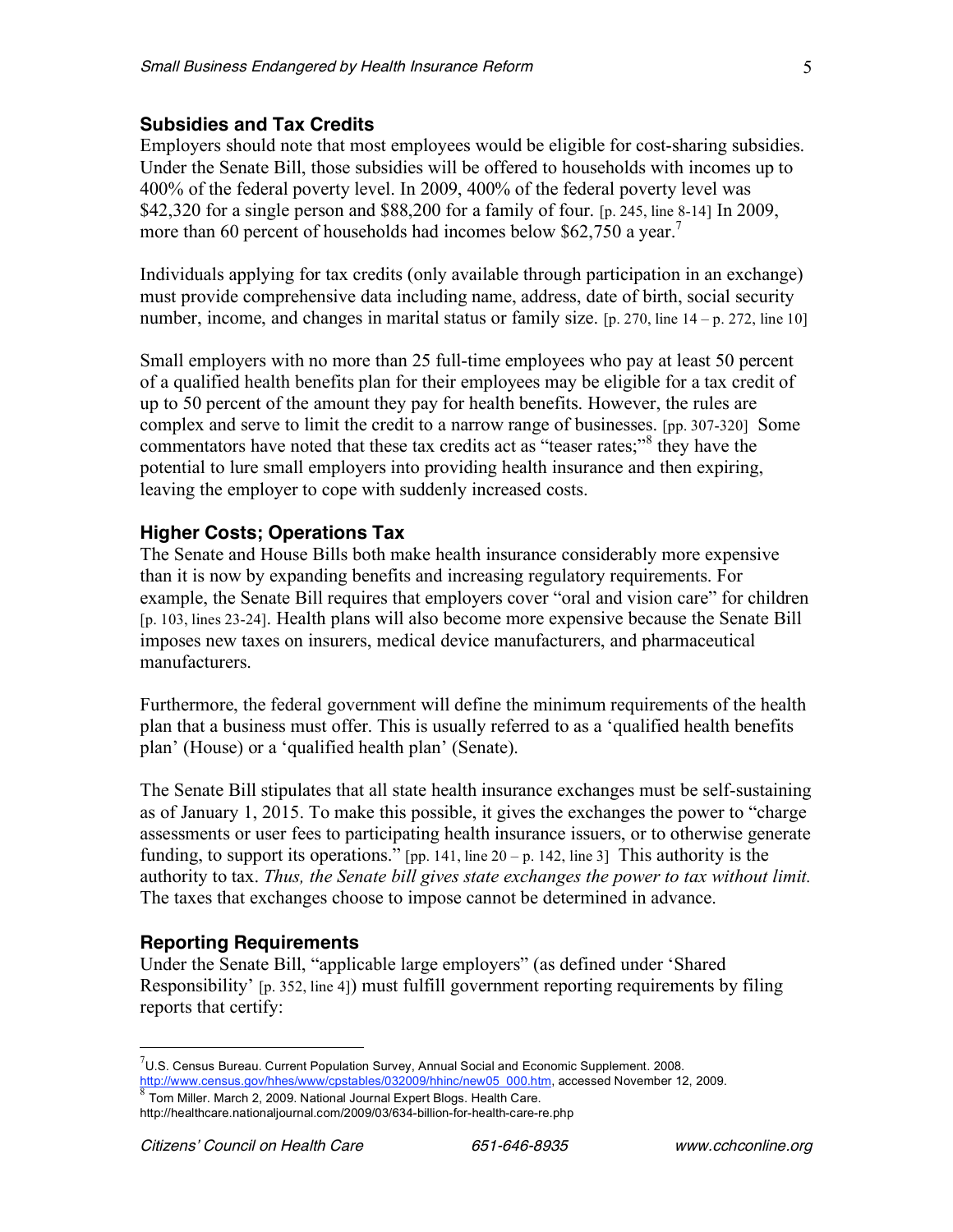## Subsidies and Tax Credits

Employers should note that most employees would be eligible for cost-sharing subsidies. Under the Senate Bill, those subsidies will be offered to households with incomes up to 400% of the federal poverty level. In 2009, 400% of the federal poverty level was $42,320 for a single person and $88,200 for a family of four. [p. 245, line 8-14] In 2009, more than 60 percent of households had incomes below $62,750 a year.[7]

Individuals applying for tax credits (only available through participation in an exchange) must provide comprehensive data including name, address, date of birth, social security number, income, and changes in marital status or family size. [p. 270, line 14 – p. 272, line 10]

Small employers with no more than 25 full-time employees who pay at least 50 percent of a qualified health benefits plan for their employees may be eligible for a tax credit of up to 50 percent of the amount they pay for health benefits. However, the rules are complex and serve to limit the credit to a narrow range of businesses. [pp. 307-320] Some commentators have noted that these tax credits act as "teaser rates;"[8] they have the potential to lure small employers into providing health insurance and then expiring, leaving the employer to cope with suddenly increased costs.

## Higher Costs; Operations Tax

The Senate and House Bills both make health insurance considerably more expensive than it is now by expanding benefits and increasing regulatory requirements. For example, the Senate Bill requires that employers cover "oral and vision care" for children [p. 103, lines 23-24]. Health plans will also become more expensive because the Senate Bill imposes new taxes on insurers, medical device manufacturers, and pharmaceutical manufacturers.

Furthermore, the federal government will define the minimum requirements of the health plan that a business must offer. This is usually referred to as a 'qualified health benefits plan' (House) or a 'qualified health plan' (Senate).

The Senate Bill stipulates that all state health insurance exchanges must be self-sustaining as of January 1, 2015. To make this possible, it gives the exchanges the power to "charge assessments or user fees to participating health insurance issuers, or to otherwise generate funding, to support its operations." [pp. 141, line 20 – p. 142, line 3] This authority is the authority to tax. *Thus, the Senate bill gives state exchanges the power to tax without limit.* The taxes that exchanges choose to impose cannot be determined in advance.

## Reporting Requirements

Under the Senate Bill, "applicable large employers" (as defined under 'Shared Responsibility' [p. 352, line 4]) must fulfill government reporting requirements by filing reports that certify:

---

[7] U.S. Census Bureau. Current Population Survey, Annual Social and Economic Supplement. 2008. http://www.census.gov/hhes/www/cpstables/032009/hhinc/new05_000.htm, accessed November 12, 2009.

[8] Tom Miller. March 2, 2009. National Journal Expert Blogs. Health Care. http://healthcare.nationaljournal.com/2009/03/634-billion-for-health-care-re.php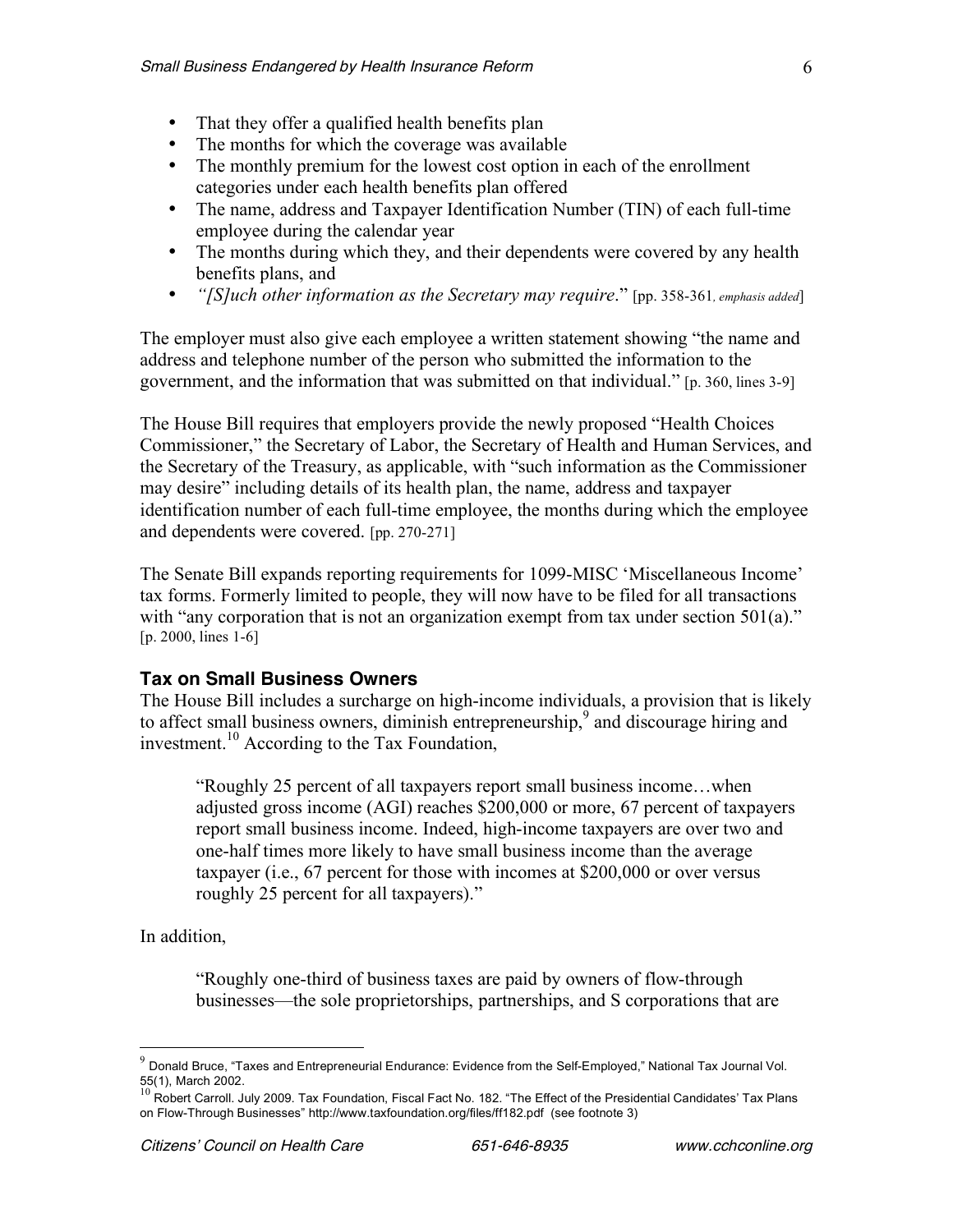- That they offer a qualified health benefits plan
- The months for which the coverage was available
- The monthly premium for the lowest cost option in each of the enrollment categories under each health benefits plan offered
- The name, address and Taxpayer Identification Number (TIN) of each full-time employee during the calendar year
- The months during which they, and their dependents were covered by any health benefits plans, and
- *"[S]uch other information as the Secretary may require*." [pp. 358-361*, emphasis added*]

The employer must also give each employee a written statement showing "the name and address and telephone number of the person who submitted the information to the government, and the information that was submitted on that individual." [p. 360, lines 3-9]

The House Bill requires that employers provide the newly proposed "Health Choices Commissioner," the Secretary of Labor, the Secretary of Health and Human Services, and the Secretary of the Treasury, as applicable, with "such information as the Commissioner may desire" including details of its health plan, the name, address and taxpayer identification number of each full-time employee, the months during which the employee and dependents were covered. [pp. 270-271]

The Senate Bill expands reporting requirements for 1099-MISC 'Miscellaneous Income' tax forms. Formerly limited to people, they will now have to be filed for all transactions with "any corporation that is not an organization exempt from tax under section 501(a)." [p. 2000, lines 1-6]

### Tax on Small Business Owners

The House Bill includes a surcharge on high-income individuals, a provision that is likely to affect small business owners, diminish entrepreneurship,[9] and discourage hiring and investment.[10] According to the Tax Foundation,

> "Roughly 25 percent of all taxpayers report small business income…when adjusted gross income (AGI) reaches $200,000 or more, 67 percent of taxpayers report small business income. Indeed, high-income taxpayers are over two and one-half times more likely to have small business income than the average taxpayer (i.e., 67 percent for those with incomes at $200,000 or over versus roughly 25 percent for all taxpayers)."

In addition,

> "Roughly one-third of business taxes are paid by owners of flow-through businesses—the sole proprietorships, partnerships, and S corporations that are

---

[9] Donald Bruce, "Taxes and Entrepreneurial Endurance: Evidence from the Self-Employed," National Tax Journal Vol. 55(1), March 2002.

[10] Robert Carroll. July 2009. Tax Foundation, Fiscal Fact No. 182. "The Effect of the Presidential Candidates' Tax Plans on Flow-Through Businesses" http://www.taxfoundation.org/files/ff182.pdf (see footnote 3)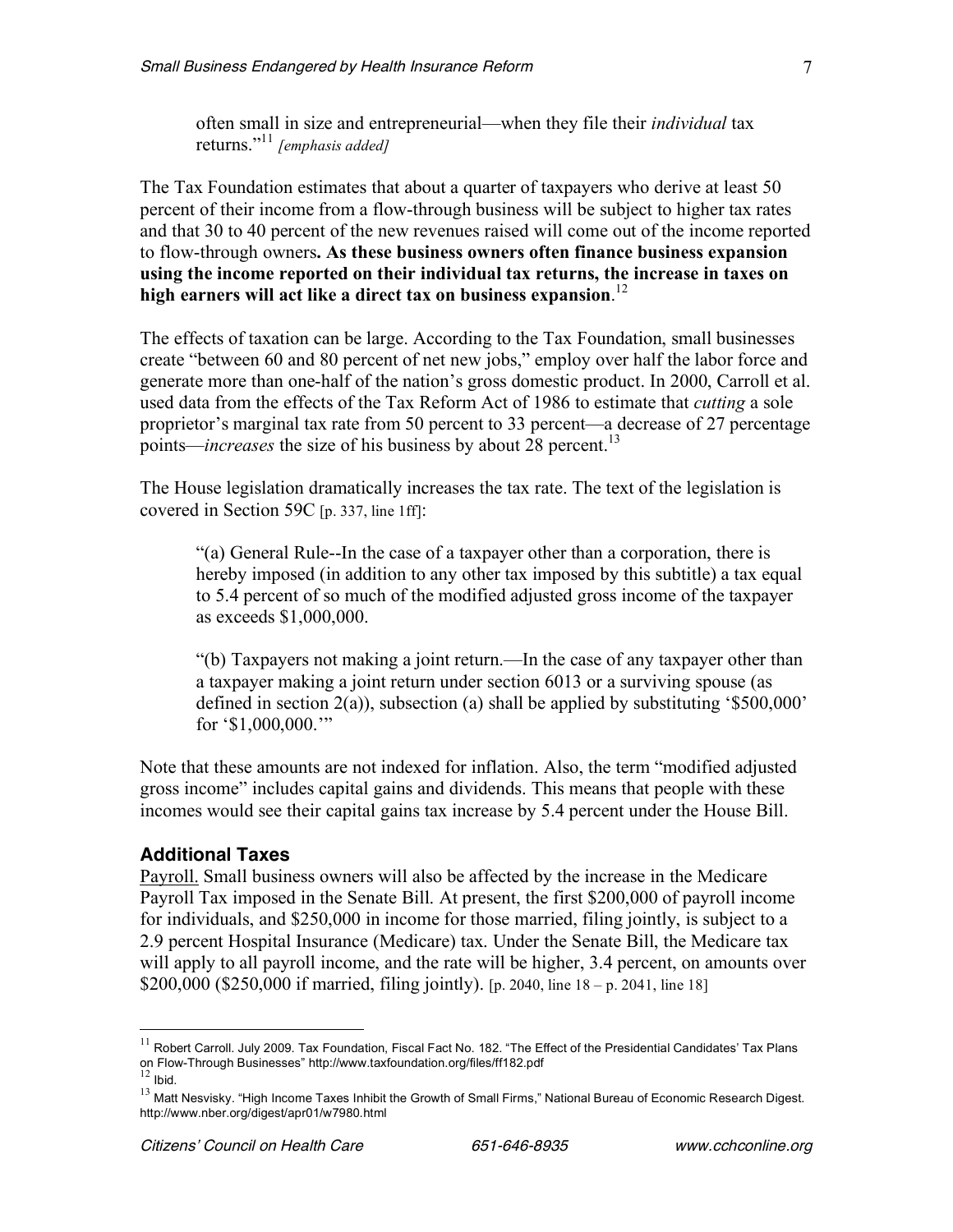often small in size and entrepreneurial—when they file their *individual* tax returns."[11] *[emphasis added]*

The Tax Foundation estimates that about a quarter of taxpayers who derive at least 50 percent of their income from a flow-through business will be subject to higher tax rates and that 30 to 40 percent of the new revenues raised will come out of the income reported to flow-through owners**. As these business owners often finance business expansion using the income reported on their individual tax returns, the increase in taxes on high earners will act like a direct tax on business expansion**.[12]

The effects of taxation can be large. According to the Tax Foundation, small businesses create "between 60 and 80 percent of net new jobs," employ over half the labor force and generate more than one-half of the nation's gross domestic product. In 2000, Carroll et al. used data from the effects of the Tax Reform Act of 1986 to estimate that *cutting* a sole proprietor's marginal tax rate from 50 percent to 33 percent—a decrease of 27 percentage points—*increases* the size of his business by about 28 percent.[13]

The House legislation dramatically increases the tax rate. The text of the legislation is covered in Section 59C [p. 337, line 1ff]:

> "(a) General Rule--In the case of a taxpayer other than a corporation, there is hereby imposed (in addition to any other tax imposed by this subtitle) a tax equal to 5.4 percent of so much of the modified adjusted gross income of the taxpayer as exceeds $1,000,000.
>
> "(b) Taxpayers not making a joint return.—In the case of any taxpayer other than a taxpayer making a joint return under section 6013 or a surviving spouse (as defined in section 2(a)), subsection (a) shall be applied by substituting '$500,000' for '$1,000,000.'"

Note that these amounts are not indexed for inflation. Also, the term "modified adjusted gross income" includes capital gains and dividends. This means that people with these incomes would see their capital gains tax increase by 5.4 percent under the House Bill.

### Additional Taxes

Payroll. Small business owners will also be affected by the increase in the Medicare Payroll Tax imposed in the Senate Bill. At present, the first $200,000 of payroll income for individuals, and $250,000 in income for those married, filing jointly, is subject to a 2.9 percent Hospital Insurance (Medicare) tax. Under the Senate Bill, the Medicare tax will apply to all payroll income, and the rate will be higher, 3.4 percent, on amounts over $200,000 ($250,000 if married, filing jointly). [p. 2040, line 18 – p. 2041, line 18]

---

[11] Robert Carroll. July 2009. Tax Foundation, Fiscal Fact No. 182. "The Effect of the Presidential Candidates' Tax Plans on Flow-Through Businesses" http://www.taxfoundation.org/files/ff182.pdf

[12] Ibid.

[13] Matt Nesvisky. "High Income Taxes Inhibit the Growth of Small Firms," National Bureau of Economic Research Digest. http://www.nber.org/digest/apr01/w7980.html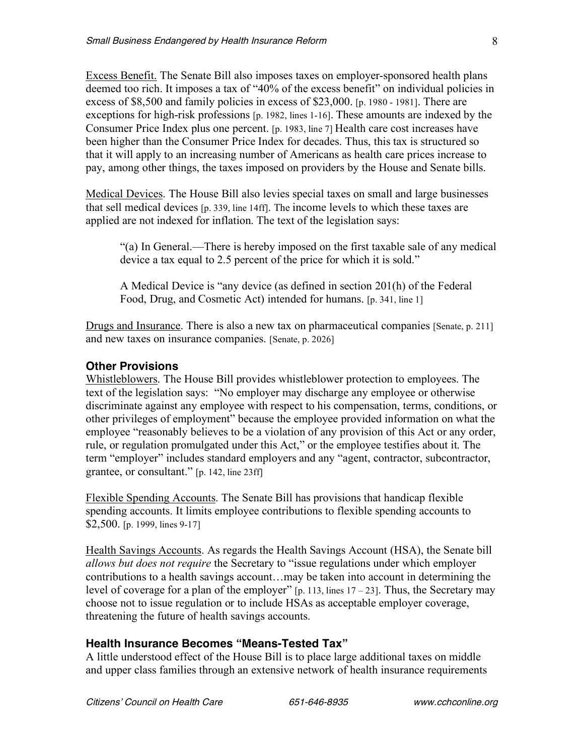Excess Benefit. The Senate Bill also imposes taxes on employer-sponsored health plans deemed too rich. It imposes a tax of "40% of the excess benefit" on individual policies in excess of $8,500 and family policies in excess of $23,000. [p. 1980 - 1981]. There are exceptions for high-risk professions [p. 1982, lines 1-16]. These amounts are indexed by the Consumer Price Index plus one percent. [p. 1983, line 7] Health care cost increases have been higher than the Consumer Price Index for decades. Thus, this tax is structured so that it will apply to an increasing number of Americans as health care prices increase to pay, among other things, the taxes imposed on providers by the House and Senate bills.

Medical Devices. The House Bill also levies special taxes on small and large businesses that sell medical devices [p. 339, line 14ff]. The income levels to which these taxes are applied are not indexed for inflation. The text of the legislation says:

> "(a) In General.—There is hereby imposed on the first taxable sale of any medical device a tax equal to 2.5 percent of the price for which it is sold."
>
> A Medical Device is "any device (as defined in section 201(h) of the Federal Food, Drug, and Cosmetic Act) intended for humans. [p. 341, line 1]

Drugs and Insurance. There is also a new tax on pharmaceutical companies [Senate, p. 211] and new taxes on insurance companies. [Senate, p. 2026]

### Other Provisions

Whistleblowers. The House Bill provides whistleblower protection to employees. The text of the legislation says: "No employer may discharge any employee or otherwise discriminate against any employee with respect to his compensation, terms, conditions, or other privileges of employment" because the employee provided information on what the employee "reasonably believes to be a violation of any provision of this Act or any order, rule, or regulation promulgated under this Act," or the employee testifies about it. The term "employer" includes standard employers and any "agent, contractor, subcontractor, grantee, or consultant." [p. 142, line 23ff]

Flexible Spending Accounts. The Senate Bill has provisions that handicap flexible spending accounts. It limits employee contributions to flexible spending accounts to $2,500. [p. 1999, lines 9-17]

Health Savings Accounts. As regards the Health Savings Account (HSA), the Senate bill *allows but does not require* the Secretary to "issue regulations under which employer contributions to a health savings account…may be taken into account in determining the level of coverage for a plan of the employer" [p. 113, lines 17 – 23]. Thus, the Secretary may choose not to issue regulation or to include HSAs as acceptable employer coverage, threatening the future of health savings accounts.

### Health Insurance Becomes "Means-Tested Tax"

A little understood effect of the House Bill is to place large additional taxes on middle and upper class families through an extensive network of health insurance requirements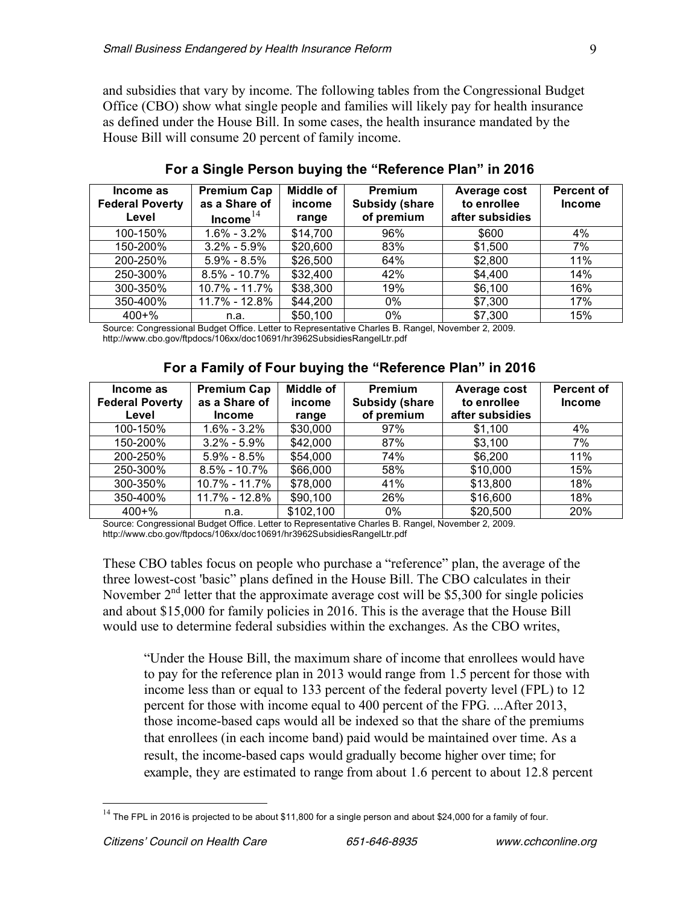and subsidies that vary by income. The following tables from the Congressional Budget Office (CBO) show what single people and families will likely pay for health insurance as defined under the House Bill. In some cases, the health insurance mandated by the House Bill will consume 20 percent of family income.

### For a Single Person buying the "Reference Plan" in 2016

| Income as Federal Poverty Level | Premium Cap as a Share of Income[14] | Middle of income range | Premium Subsidy (share of premium | Average cost to enrollee after subsidies | Percent of Income |
|---|---|---|---|---|---|
| 100-150% | 1.6% - 3.2% | $14,700 | 96% | $600 | 4% |
| 150-200% | 3.2% - 5.9% | $20,600 | 83% | $1,500 | 7% |
| 200-250% | 5.9% - 8.5% | $26,500 | 64% | $2,800 | 11% |
| 250-300% | 8.5% - 10.7% | $32,400 | 42% | $4,400 | 14% |
| 300-350% | 10.7% - 11.7% | $38,300 | 19% | $6,100 | 16% |
| 350-400% | 11.7% - 12.8% | $44,200 | 0% | $7,300 | 17% |
| 400+% | n.a. | $50,100 | 0% | $7,300 | 15% |

Source: Congressional Budget Office. Letter to Representative Charles B. Rangel, November 2, 2009. http://www.cbo.gov/ftpdocs/106xx/doc10691/hr3962SubsidiesRangelLtr.pdf

### For a Family of Four buying the "Reference Plan" in 2016

| Income as Federal Poverty Level | Premium Cap as a Share of Income | Middle of income range | Premium Subsidy (share of premium | Average cost to enrollee after subsidies | Percent of Income |
|---|---|---|---|---|---|
| 100-150% | 1.6% - 3.2% | $30,000 | 97% | $1,100 | 4% |
| 150-200% | 3.2% - 5.9% | $42,000 | 87% | $3,100 | 7% |
| 200-250% | 5.9% - 8.5% | $54,000 | 74% | $6,200 | 11% |
| 250-300% | 8.5% - 10.7% | $66,000 | 58% | $10,000 | 15% |
| 300-350% | 10.7% - 11.7% | $78,000 | 41% | $13,800 | 18% |
| 350-400% | 11.7% - 12.8% | $90,100 | 26% | $16,600 | 18% |
| 400+% | n.a. | $102,100 | 0% | $20,500 | 20% |

Source: Congressional Budget Office. Letter to Representative Charles B. Rangel, November 2, 2009. http://www.cbo.gov/ftpdocs/106xx/doc10691/hr3962SubsidiesRangelLtr.pdf

These CBO tables focus on people who purchase a "reference" plan, the average of the three lowest-cost 'basic" plans defined in the House Bill. The CBO calculates in their November 2nd letter that the approximate average cost will be $5,300 for single policies and about $15,000 for family policies in 2016. This is the average that the House Bill would use to determine federal subsidies within the exchanges. As the CBO writes,

> "Under the House Bill, the maximum share of income that enrollees would have to pay for the reference plan in 2013 would range from 1.5 percent for those with income less than or equal to 133 percent of the federal poverty level (FPL) to 12 percent for those with income equal to 400 percent of the FPG. ...After 2013, those income-based caps would all be indexed so that the share of the premiums that enrollees (in each income band) paid would be maintained over time. As a result, the income-based caps would gradually become higher over time; for example, they are estimated to range from about 1.6 percent to about 12.8 percent

[14] The FPL in 2016 is projected to be about $11,800 for a single person and about $24,000 for a family of four.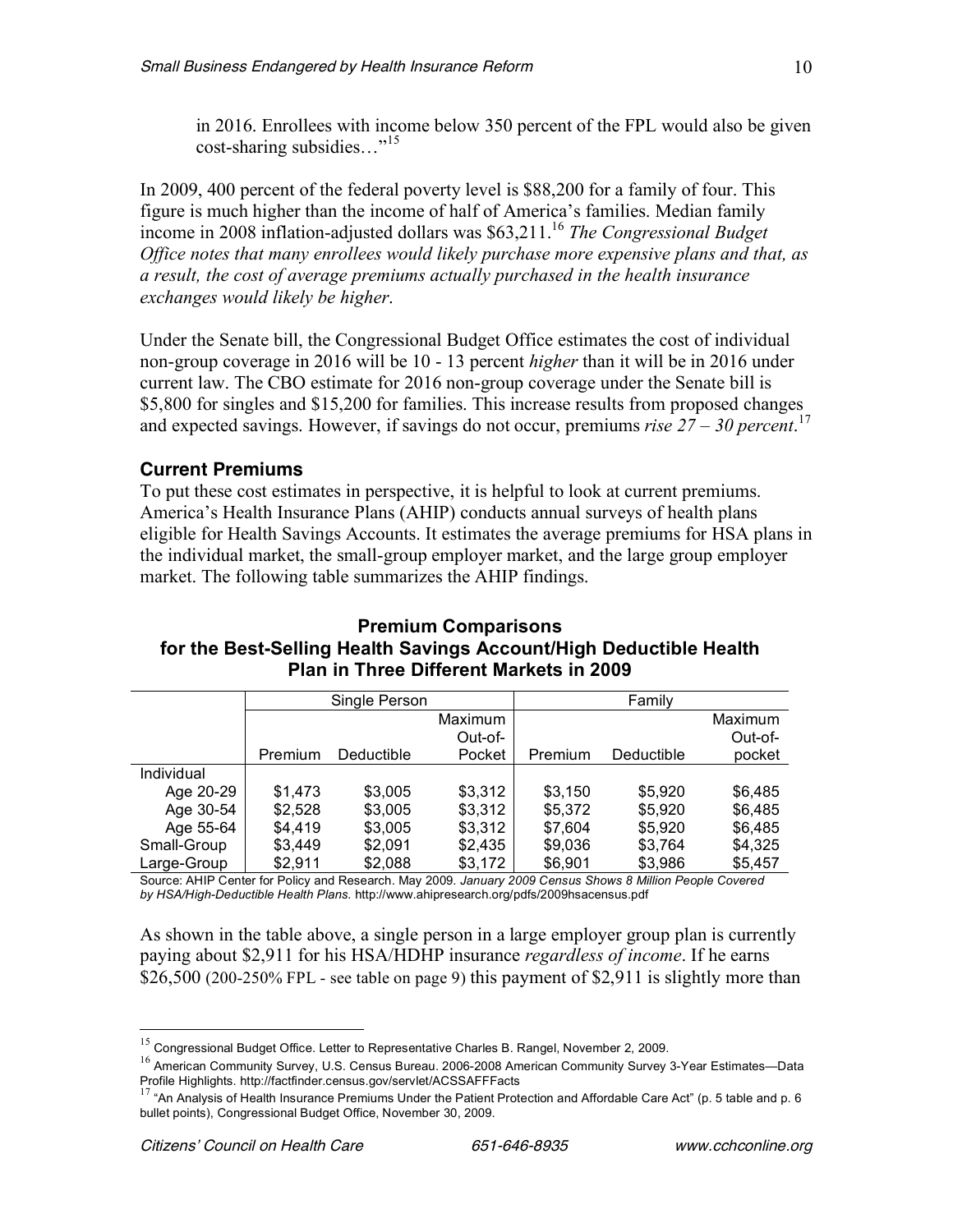in 2016. Enrollees with income below 350 percent of the FPL would also be given cost-sharing subsidies…"[15]

In 2009, 400 percent of the federal poverty level is $88,200 for a family of four. This figure is much higher than the income of half of America's families. Median family income in 2008 inflation-adjusted dollars was $63,211.[16] *The Congressional Budget Office notes that many enrollees would likely purchase more expensive plans and that, as a result, the cost of average premiums actually purchased in the health insurance exchanges would likely be higher*.

Under the Senate bill, the Congressional Budget Office estimates the cost of individual non-group coverage in 2016 will be 10 - 13 percent *higher* than it will be in 2016 under current law. The CBO estimate for 2016 non-group coverage under the Senate bill is $5,800 for singles and $15,200 for families. This increase results from proposed changes and expected savings. However, if savings do not occur, premiums *rise 27 – 30 percent*.[17]

### Current Premiums

To put these cost estimates in perspective, it is helpful to look at current premiums. America's Health Insurance Plans (AHIP) conducts annual surveys of health plans eligible for Health Savings Accounts. It estimates the average premiums for HSA plans in the individual market, the small-group employer market, and the large group employer market. The following table summarizes the AHIP findings.

**Premium Comparisons for the Best-Selling Health Savings Account/High Deductible Health Plan in Three Different Markets in 2009**

| | Single Person | | | Family | | |
|---|---|---|---|---|---|---|
| | Premium | Deductible | Maximum Out-of-Pocket | Premium | Deductible | Maximum Out-of-pocket |
| Individual | | | | | | |
| Age 20-29 | $1,473 | $3,005 | $3,312 | $3,150 | $5,920 | $6,485 |
| Age 30-54 | $2,528 | $3,005 | $3,312 | $5,372 | $5,920 | $6,485 |
| Age 55-64 | $4,419 | $3,005 | $3,312 | $7,604 | $5,920 | $6,485 |
| Small-Group | $3,449 | $2,091 | $2,435 | $9,036 | $3,764 | $4,325 |
| Large-Group | $2,911 | $2,088 | $3,172 | $6,901 | $3,986 | $5,457 |

Source: AHIP Center for Policy and Research. May 2009. *January 2009 Census Shows 8 Million People Covered by HSA/High-Deductible Health Plans.* http://www.ahipresearch.org/pdfs/2009hsacensus.pdf

As shown in the table above, a single person in a large employer group plan is currently paying about $2,911 for his HSA/HDHP insurance *regardless of income*. If he earns $26,500 (200-250% FPL - see table on page 9) this payment of $2,911 is slightly more than

---

[15] Congressional Budget Office. Letter to Representative Charles B. Rangel, November 2, 2009.

[16] American Community Survey, U.S. Census Bureau. 2006-2008 American Community Survey 3-Year Estimates—Data Profile Highlights. http://factfinder.census.gov/servlet/ACSSAFFFacts

[17] "An Analysis of Health Insurance Premiums Under the Patient Protection and Affordable Care Act" (p. 5 table and p. 6 bullet points), Congressional Budget Office, November 30, 2009.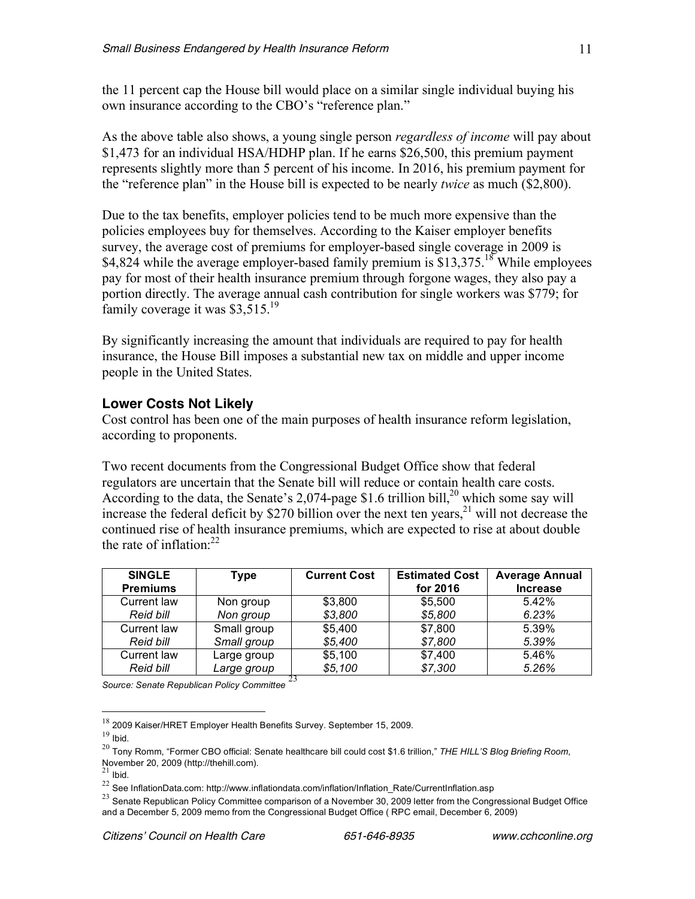the 11 percent cap the House bill would place on a similar single individual buying his own insurance according to the CBO's "reference plan."

As the above table also shows, a young single person *regardless of income* will pay about $1,473 for an individual HSA/HDHP plan. If he earns $26,500, this premium payment represents slightly more than 5 percent of his income. In 2016, his premium payment for the "reference plan" in the House bill is expected to be nearly *twice* as much ($2,800).

Due to the tax benefits, employer policies tend to be much more expensive than the policies employees buy for themselves. According to the Kaiser employer benefits survey, the average cost of premiums for employer-based single coverage in 2009 is $4,824 while the average employer-based family premium is $13,375.[18] While employees pay for most of their health insurance premium through forgone wages, they also pay a portion directly. The average annual cash contribution for single workers was $779; for family coverage it was $3,515.[19]

By significantly increasing the amount that individuals are required to pay for health insurance, the House Bill imposes a substantial new tax on middle and upper income people in the United States.

### Lower Costs Not Likely

Cost control has been one of the main purposes of health insurance reform legislation, according to proponents.

Two recent documents from the Congressional Budget Office show that federal regulators are uncertain that the Senate bill will reduce or contain health care costs. According to the data, the Senate's 2,074-page $1.6 trillion bill,[20] which some say will increase the federal deficit by $270 billion over the next ten years,[21] will not decrease the continued rise of health insurance premiums, which are expected to rise at about double the rate of inflation:[22]

| SINGLE Premiums | Type | Current Cost | Estimated Cost for 2016 | Average Annual Increase |
|---|---|---|---|---|
| Current law | Non group | $3,800 | $5,500 | 5.42% |
| *Reid bill* | *Non group* | *$3,800* | *$5,800* | *6.23%* |
| Current law | Small group | $5,400 | $7,800 | 5.39% |
| *Reid bill* | *Small group* | *$5,400* | *$7,800* | *5.39%* |
| Current law | Large group | $5,100 | $7,400 | 5.46% |
| *Reid bill* | *Large group* | *$5,100* | *$7,300* | *5.26%* |

*Source: Senate Republican Policy Committee* [23]

---

[18] 2009 Kaiser/HRET Employer Health Benefits Survey. September 15, 2009.

[19] Ibid.

[20] Tony Romm, "Former CBO official: Senate healthcare bill could cost $1.6 trillion," *THE HILL'S Blog Briefing Room*, November 20, 2009 (http://thehill.com).

[21] Ibid.

[22] See InflationData.com: http://www.inflationdata.com/inflation/Inflation_Rate/CurrentInflation.asp

[23] Senate Republican Policy Committee comparison of a November 30, 2009 letter from the Congressional Budget Office and a December 5, 2009 memo from the Congressional Budget Office ( RPC email, December 6, 2009)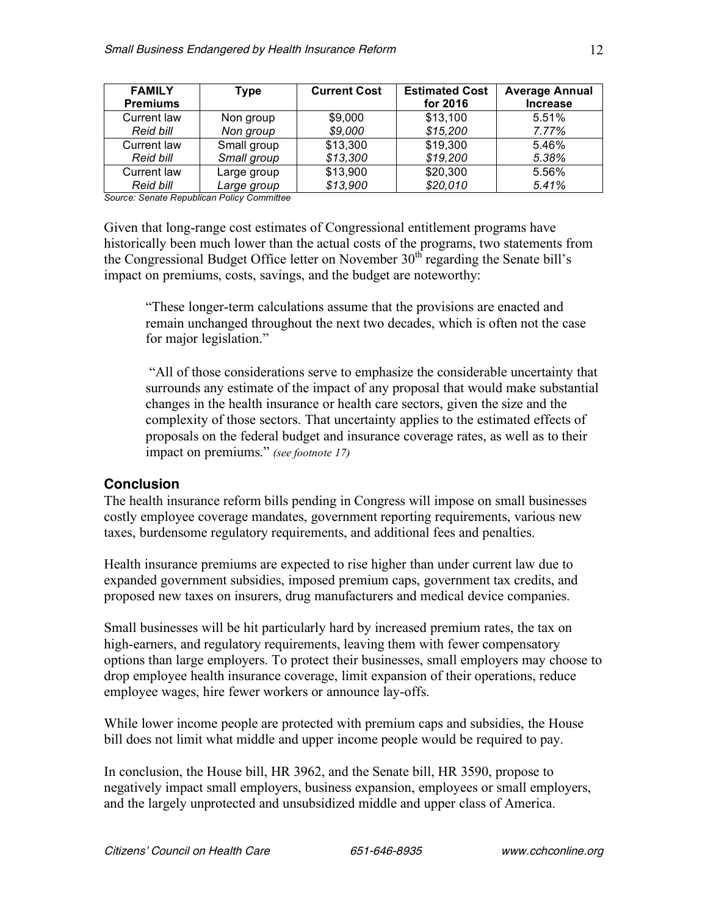| FAMILY Premiums | Type | Current Cost | Estimated Cost for 2016 | Average Annual Increase |
|---|---|---|---|---|
| Current law | Non group | $9,000 | $13,100 | 5.51% |
| *Reid bill* | *Non group* | *$9,000* | *$15,200* | *7.77%* |
| Current law | Small group | $13,300 | $19,300 | 5.46% |
| *Reid bill* | *Small group* | *$13,300* | *$19,200* | *5.38%* |
| Current law | Large group | $13,900 | $20,300 | 5.56% |
| *Reid bill* | *Large group* | *$13,900* | *$20,010* | *5.41%* |

*Source: Senate Republican Policy Committee*

Given that long-range cost estimates of Congressional entitlement programs have historically been much lower than the actual costs of the programs, two statements from the Congressional Budget Office letter on November 30th regarding the Senate bill's impact on premiums, costs, savings, and the budget are noteworthy:

> "These longer-term calculations assume that the provisions are enacted and remain unchanged throughout the next two decades, which is often not the case for major legislation."
>
> "All of those considerations serve to emphasize the considerable uncertainty that surrounds any estimate of the impact of any proposal that would make substantial changes in the health insurance or health care sectors, given the size and the complexity of those sectors. That uncertainty applies to the estimated effects of proposals on the federal budget and insurance coverage rates, as well as to their impact on premiums." *(see footnote 17)*

## Conclusion

The health insurance reform bills pending in Congress will impose on small businesses costly employee coverage mandates, government reporting requirements, various new taxes, burdensome regulatory requirements, and additional fees and penalties.

Health insurance premiums are expected to rise higher than under current law due to expanded government subsidies, imposed premium caps, government tax credits, and proposed new taxes on insurers, drug manufacturers and medical device companies.

Small businesses will be hit particularly hard by increased premium rates, the tax on high-earners, and regulatory requirements, leaving them with fewer compensatory options than large employers. To protect their businesses, small employers may choose to drop employee health insurance coverage, limit expansion of their operations, reduce employee wages, hire fewer workers or announce lay-offs.

While lower income people are protected with premium caps and subsidies, the House bill does not limit what middle and upper income people would be required to pay.

In conclusion, the House bill, HR 3962, and the Senate bill, HR 3590, propose to negatively impact small employers, business expansion, employees or small employers, and the largely unprotected and unsubsidized middle and upper class of America.